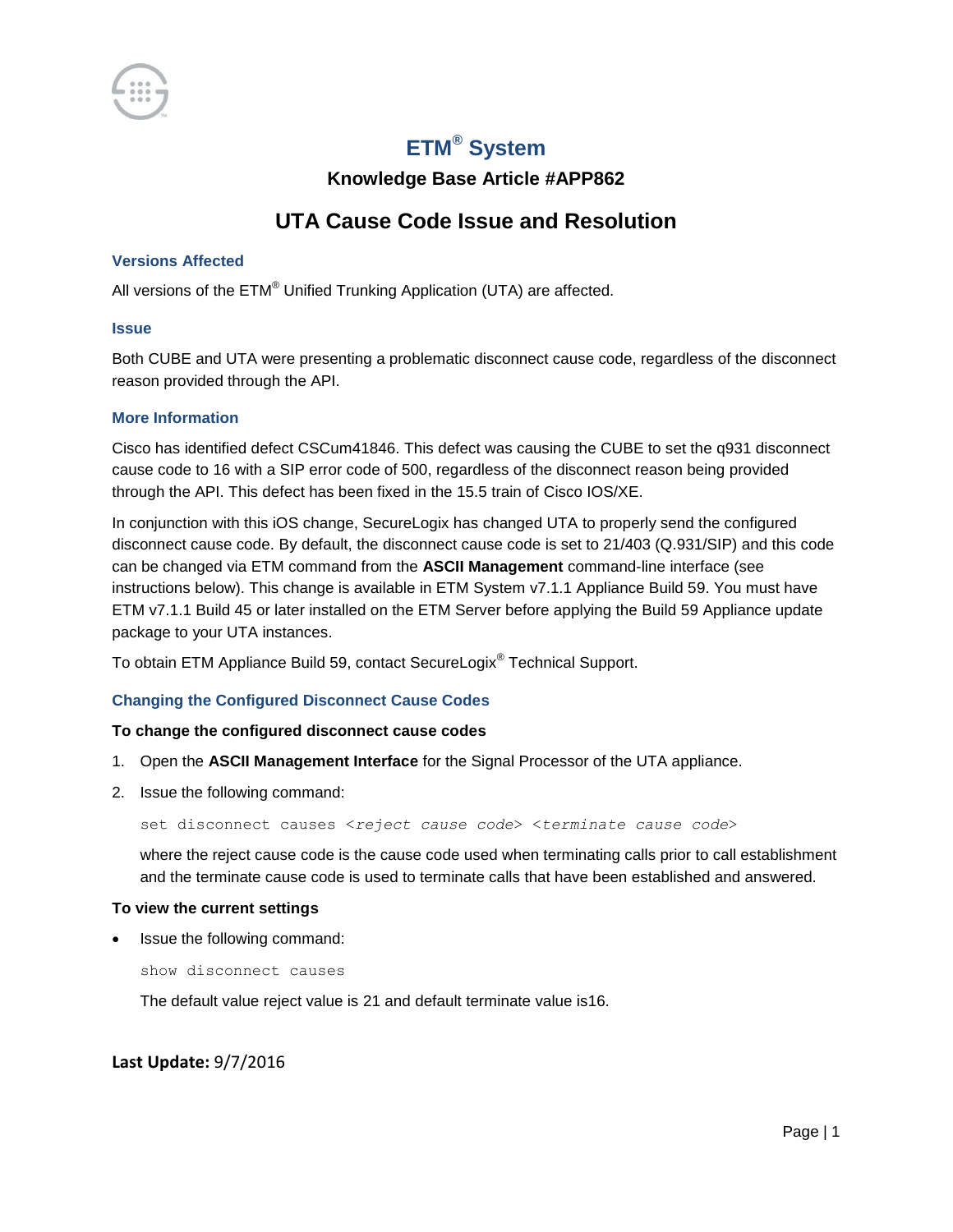# ETM® System

## Knowledge Base Article #APP862

# UTA Cause Code Issue and Resolution

### Versions Affected

All versions of the ETM® Unified Trunking Application (UTA) are affected.

### Issue

Both CUBE and UTA were presenting a problematic disconnect cause code, regardless of the disconnect reason provided through the API.

### More Information

Cisco has identified defect CSCum41846. This defect was causing the CUBE to set the q931 disconnect cause code to 16 with a SIP error code of 500, regardless of the disconnect reason being provided through the API. This defect has been fixed in the 15.5 train of Cisco IOS/XE.

In conjunction with this iOS change, SecureLogix has changed UTA to properly send the configured disconnect cause code. By default, the disconnect cause code is set to 21/403 (Q.931/SIP) and this code can be changed via ETM command from the **ASCII Management** command-line interface (see instructions below). This change is available in ETM System v7.1.1 Appliance Build 59. You must have ETM v7.1.1 Build 45 or later installed on the ETM Server before applying the Build 59 Appliance update package to your UTA instances.

To obtain ETM Appliance Build 59, contact SecureLogix® Technical Support.

### Changing the Configured Disconnect Cause Codes

**To change the configured disconnect cause codes**

1. Open the **ASCII Management Interface** for the Signal Processor of the UTA appliance.
2. Issue the following command:

   ```
   set disconnect causes <reject cause code> <terminate cause code>
   ```

   where the reject cause code is the cause code used when terminating calls prior to call establishment and the terminate cause code is used to terminate calls that have been established and answered.

**To view the current settings**

- Issue the following command:

  ```
  show disconnect causes
  ```

  The default value reject value is 21 and default terminate value is16.

**Last Update:** 9/7/2016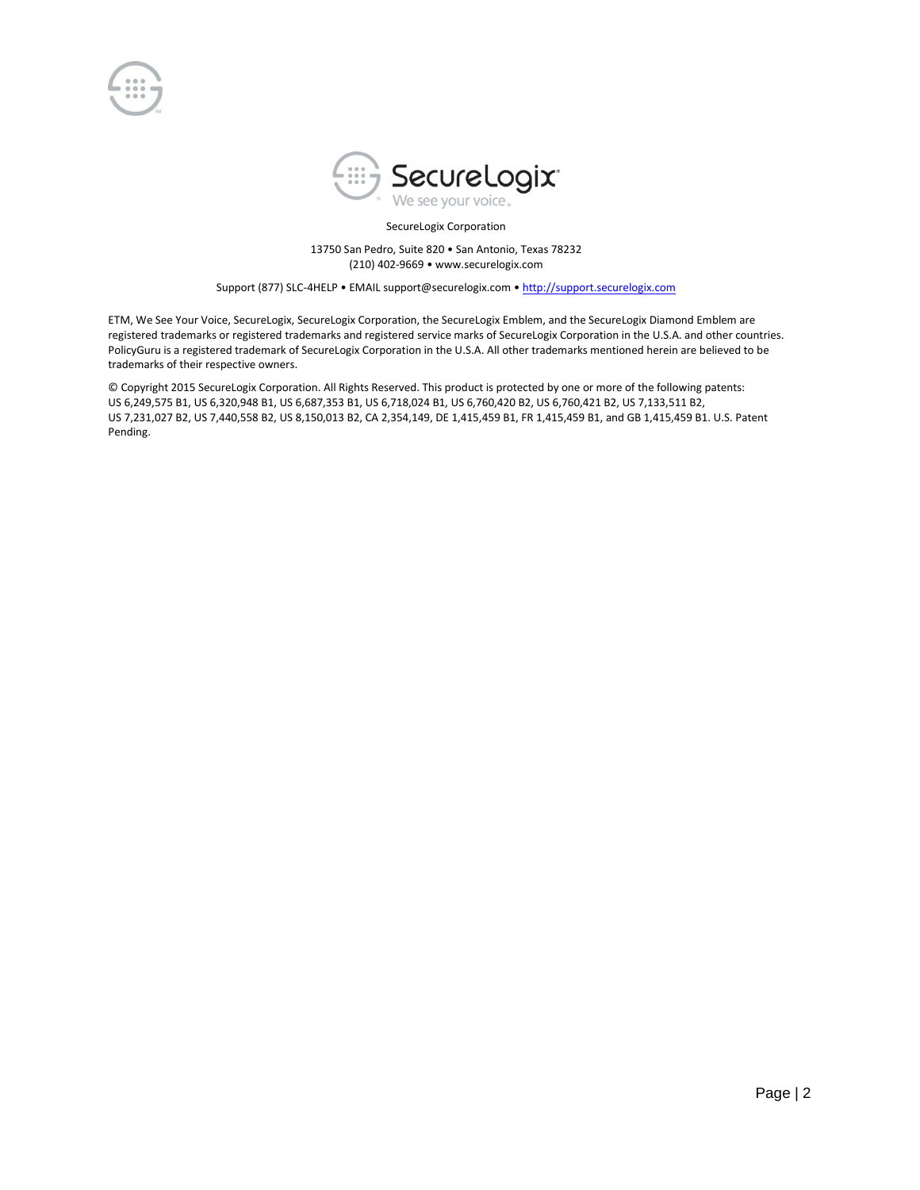SecureLogix Corporation

13750 San Pedro, Suite 820 • San Antonio, Texas 78232
(210) 402-9669 • www.securelogix.com

Support (877) SLC-4HELP • EMAIL support@securelogix.com • http://support.securelogix.com

ETM, We See Your Voice, SecureLogix, SecureLogix Corporation, the SecureLogix Emblem, and the SecureLogix Diamond Emblem are registered trademarks or registered trademarks and registered service marks of SecureLogix Corporation in the U.S.A. and other countries. PolicyGuru is a registered trademark of SecureLogix Corporation in the U.S.A. All other trademarks mentioned herein are believed to be trademarks of their respective owners.

© Copyright 2015 SecureLogix Corporation. All Rights Reserved. This product is protected by one or more of the following patents: US 6,249,575 B1, US 6,320,948 B1, US 6,687,353 B1, US 6,718,024 B1, US 6,760,420 B2, US 6,760,421 B2, US 7,133,511 B2, US 7,231,027 B2, US 7,440,558 B2, US 8,150,013 B2, CA 2,354,149, DE 1,415,459 B1, FR 1,415,459 B1, and GB 1,415,459 B1. U.S. Patent Pending.